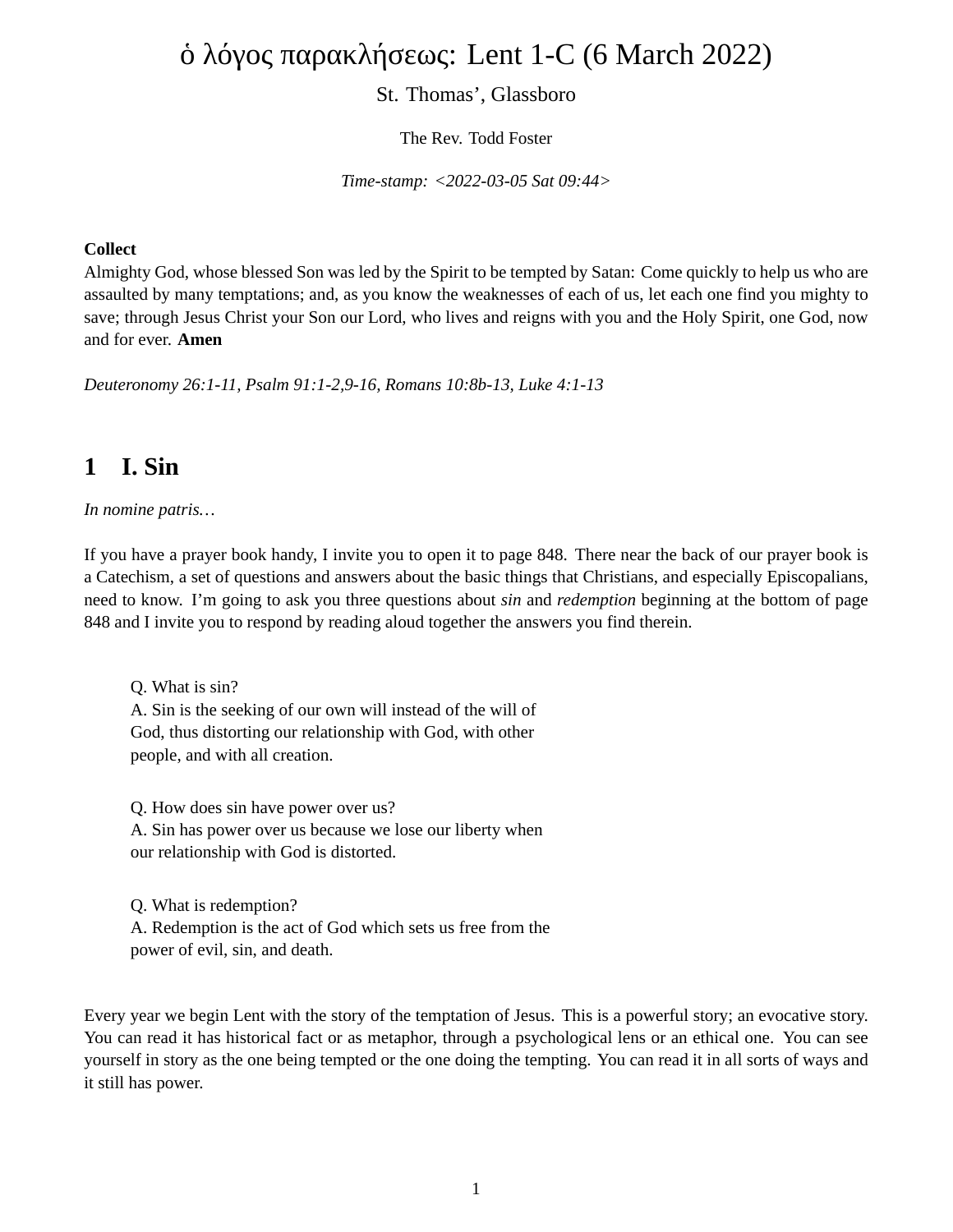# ὁ λόγος παρακλήσεως: Lent 1-C (6 March 2022)

St. Thomas', Glassboro

The Rev. Todd Foster

*Time-stamp: <2022-03-05 Sat 09:44>*

**Collect**
Almighty God, whose blessed Son was led by the Spirit to be tempted by Satan: Come quickly to help us who are assaulted by many temptations; and, as you know the weaknesses of each of us, let each one find you mighty to save; through Jesus Christ your Son our Lord, who lives and reigns with you and the Holy Spirit, one God, now and for ever. **Amen**

*Deuteronomy 26:1-11, Psalm 91:1-2,9-16, Romans 10:8b-13, Luke 4:1-13*

## 1 I. Sin

*In nomine patris…*

If you have a prayer book handy, I invite you to open it to page 848. There near the back of our prayer book is a Catechism, a set of questions and answers about the basic things that Christians, and especially Episcopalians, need to know. I'm going to ask you three questions about *sin* and *redemption* beginning at the bottom of page 848 and I invite you to respond by reading aloud together the answers you find therein.

> Q. What is sin?
> A. Sin is the seeking of our own will instead of the will of God, thus distorting our relationship with God, with other people, and with all creation.
>
> Q. How does sin have power over us?
> A. Sin has power over us because we lose our liberty when our relationship with God is distorted.
>
> Q. What is redemption?
> A. Redemption is the act of God which sets us free from the power of evil, sin, and death.

Every year we begin Lent with the story of the temptation of Jesus. This is a powerful story; an evocative story. You can read it has historical fact or as metaphor, through a psychological lens or an ethical one. You can see yourself in story as the one being tempted or the one doing the tempting. You can read it in all sorts of ways and it still has power.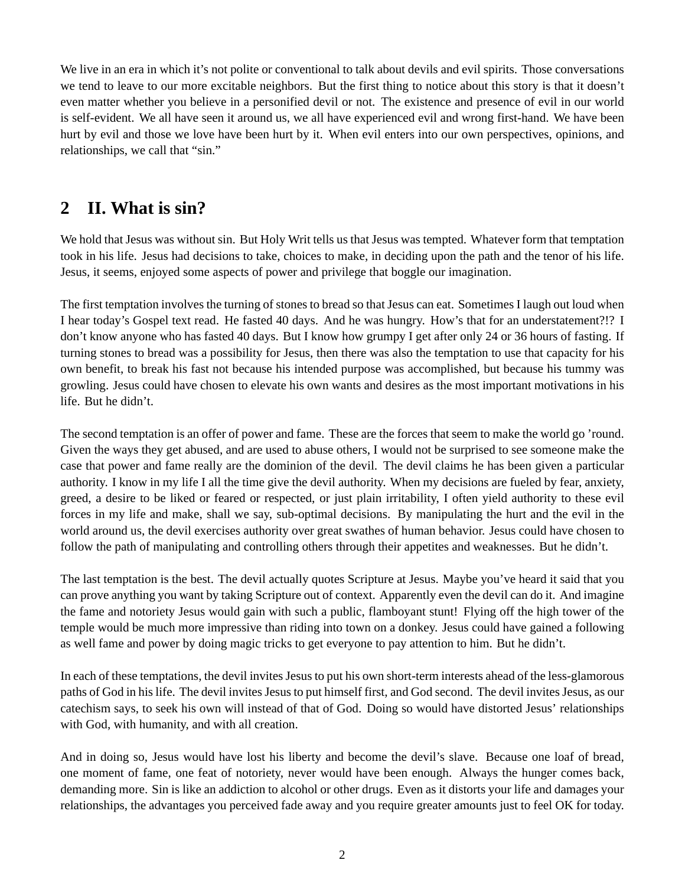We live in an era in which it's not polite or conventional to talk about devils and evil spirits. Those conversations we tend to leave to our more excitable neighbors. But the first thing to notice about this story is that it doesn't even matter whether you believe in a personified devil or not. The existence and presence of evil in our world is self-evident. We all have seen it around us, we all have experienced evil and wrong first-hand. We have been hurt by evil and those we love have been hurt by it. When evil enters into our own perspectives, opinions, and relationships, we call that "sin."

## 2 II. What is sin?

We hold that Jesus was without sin. But Holy Writ tells us that Jesus was tempted. Whatever form that temptation took in his life. Jesus had decisions to take, choices to make, in deciding upon the path and the tenor of his life. Jesus, it seems, enjoyed some aspects of power and privilege that boggle our imagination.

The first temptation involves the turning of stones to bread so that Jesus can eat. Sometimes I laugh out loud when I hear today's Gospel text read. He fasted 40 days. And he was hungry. How's that for an understatement?!? I don't know anyone who has fasted 40 days. But I know how grumpy I get after only 24 or 36 hours of fasting. If turning stones to bread was a possibility for Jesus, then there was also the temptation to use that capacity for his own benefit, to break his fast not because his intended purpose was accomplished, but because his tummy was growling. Jesus could have chosen to elevate his own wants and desires as the most important motivations in his life. But he didn't.

The second temptation is an offer of power and fame. These are the forces that seem to make the world go 'round. Given the ways they get abused, and are used to abuse others, I would not be surprised to see someone make the case that power and fame really are the dominion of the devil. The devil claims he has been given a particular authority. I know in my life I all the time give the devil authority. When my decisions are fueled by fear, anxiety, greed, a desire to be liked or feared or respected, or just plain irritability, I often yield authority to these evil forces in my life and make, shall we say, sub-optimal decisions. By manipulating the hurt and the evil in the world around us, the devil exercises authority over great swathes of human behavior. Jesus could have chosen to follow the path of manipulating and controlling others through their appetites and weaknesses. But he didn't.

The last temptation is the best. The devil actually quotes Scripture at Jesus. Maybe you've heard it said that you can prove anything you want by taking Scripture out of context. Apparently even the devil can do it. And imagine the fame and notoriety Jesus would gain with such a public, flamboyant stunt! Flying off the high tower of the temple would be much more impressive than riding into town on a donkey. Jesus could have gained a following as well fame and power by doing magic tricks to get everyone to pay attention to him. But he didn't.

In each of these temptations, the devil invites Jesus to put his own short-term interests ahead of the less-glamorous paths of God in his life. The devil invites Jesus to put himself first, and God second. The devil invites Jesus, as our catechism says, to seek his own will instead of that of God. Doing so would have distorted Jesus' relationships with God, with humanity, and with all creation.

And in doing so, Jesus would have lost his liberty and become the devil's slave. Because one loaf of bread, one moment of fame, one feat of notoriety, never would have been enough. Always the hunger comes back, demanding more. Sin is like an addiction to alcohol or other drugs. Even as it distorts your life and damages your relationships, the advantages you perceived fade away and you require greater amounts just to feel OK for today.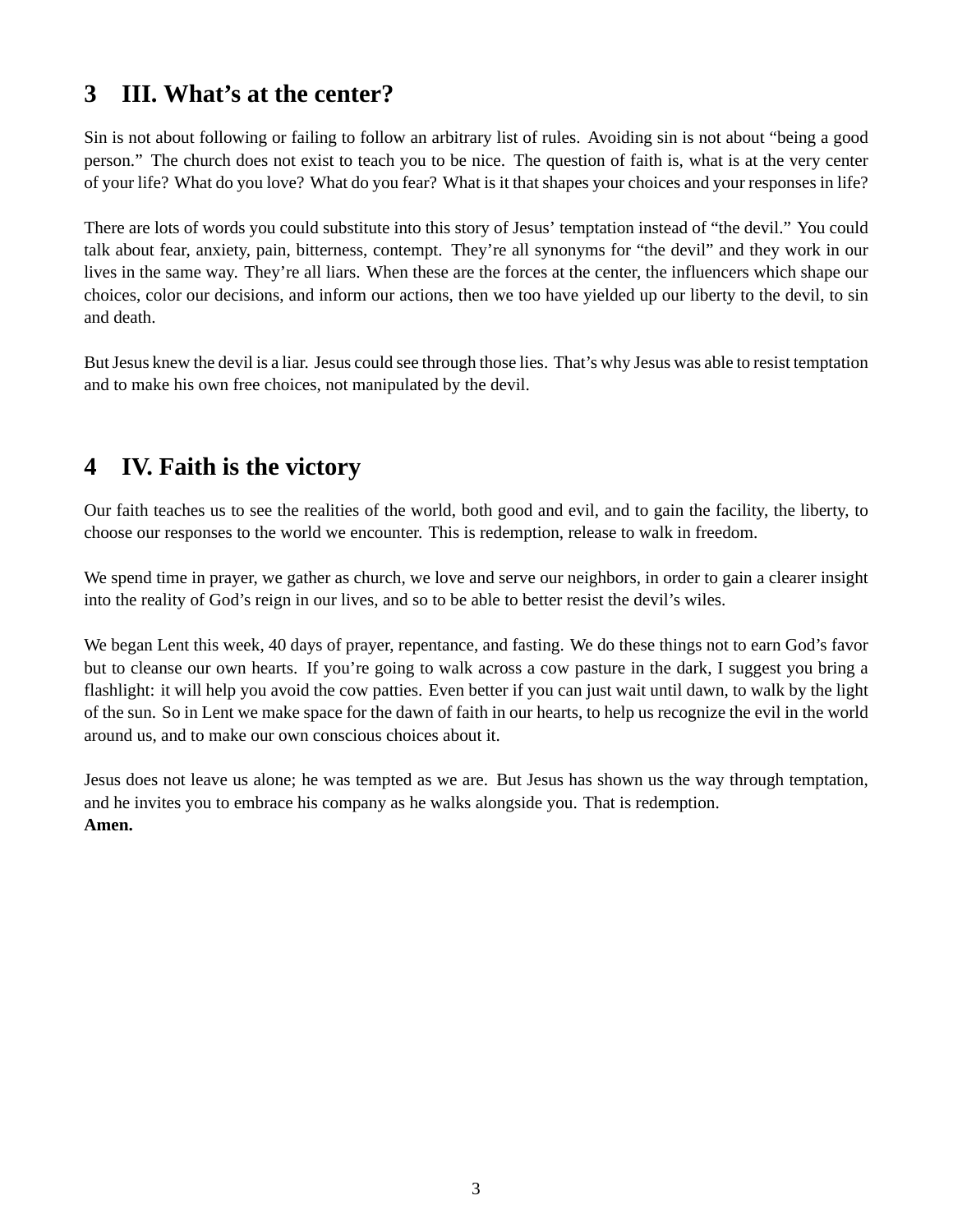## 3 III. What's at the center?

Sin is not about following or failing to follow an arbitrary list of rules. Avoiding sin is not about "being a good person." The church does not exist to teach you to be nice. The question of faith is, what is at the very center of your life? What do you love? What do you fear? What is it that shapes your choices and your responses in life?

There are lots of words you could substitute into this story of Jesus' temptation instead of "the devil." You could talk about fear, anxiety, pain, bitterness, contempt. They're all synonyms for "the devil" and they work in our lives in the same way. They're all liars. When these are the forces at the center, the influencers which shape our choices, color our decisions, and inform our actions, then we too have yielded up our liberty to the devil, to sin and death.

But Jesus knew the devil is a liar. Jesus could see through those lies. That's why Jesus was able to resist temptation and to make his own free choices, not manipulated by the devil.

## 4 IV. Faith is the victory

Our faith teaches us to see the realities of the world, both good and evil, and to gain the facility, the liberty, to choose our responses to the world we encounter. This is redemption, release to walk in freedom.

We spend time in prayer, we gather as church, we love and serve our neighbors, in order to gain a clearer insight into the reality of God's reign in our lives, and so to be able to better resist the devil's wiles.

We began Lent this week, 40 days of prayer, repentance, and fasting. We do these things not to earn God's favor but to cleanse our own hearts. If you're going to walk across a cow pasture in the dark, I suggest you bring a flashlight: it will help you avoid the cow patties. Even better if you can just wait until dawn, to walk by the light of the sun. So in Lent we make space for the dawn of faith in our hearts, to help us recognize the evil in the world around us, and to make our own conscious choices about it.

Jesus does not leave us alone; he was tempted as we are. But Jesus has shown us the way through temptation, and he invites you to embrace his company as he walks alongside you. That is redemption.
**Amen.**